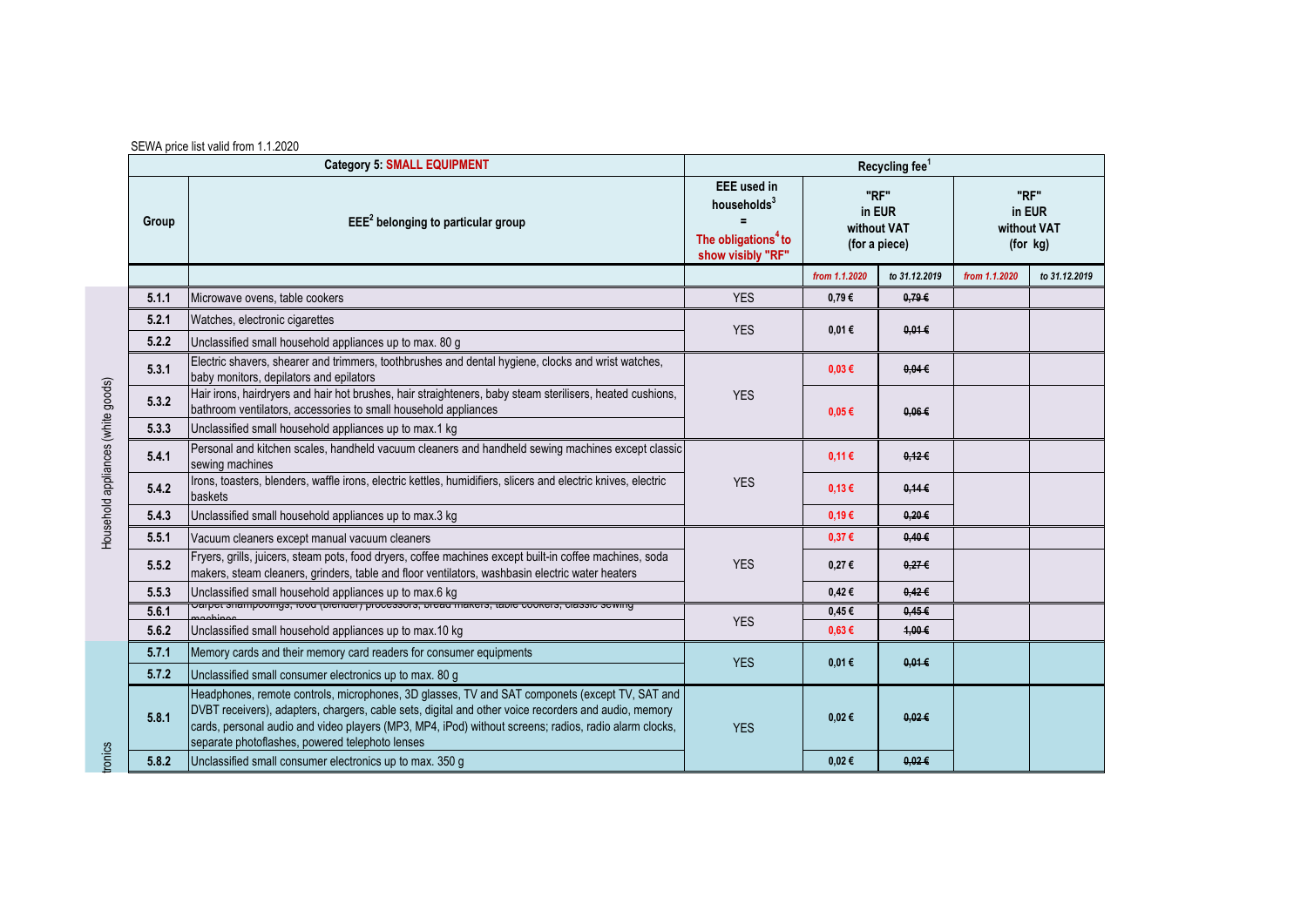SEWA price list valid from 1.1.2020

| | Category 5: SMALL EQUIPMENT | | Recycling fee[1] | | | | |
|---|---|---|---|---|---|---|---|
| | Group | EEE[2] belonging to particular group | EEE used in households[3] = The obligations[4] to show visibly "RF" | "RF" in EUR without VAT (for a piece) | | "RF" in EUR without VAT (for kg) | |
| | | | | from 1.1.2020 | to 31.12.2019 | from 1.1.2020 | to 31.12.2019 |
| Household appliances (white goods) | 5.1.1 | Microwave ovens, table cookers | YES | 0,79 € | ~~0,79 €~~ | | |
| | 5.2.1 | Watches, electronic cigarettes | YES | 0,01 € | ~~0,01 €~~ | | |
| | 5.2.2 | Unclassified small household appliances up to max. 80 g | | | | | |
| | 5.3.1 | Electric shavers, shearer and trimmers, toothbrushes and dental hygiene, clocks and wrist watches, baby monitors, depilators and epilators | YES | 0,03 € | ~~0,04 €~~ | | |
| | 5.3.2 | Hair irons, hairdryers and hair hot brushes, hair straighteners, baby steam sterilisers, heated cushions, bathroom ventilators, accessories to small household appliances | | 0,05 € | ~~0,06 €~~ | | |
| | 5.3.3 | Unclassified small household appliances up to max.1 kg | | | | | |
| | 5.4.1 | Personal and kitchen scales, handheld vacuum cleaners and handheld sewing machines except classic sewing machines | YES | 0,11 € | ~~0,12 €~~ | | |
| | 5.4.2 | Irons, toasters, blenders, waffle irons, electric kettles, humidifiers, slicers and electric knives, electric baskets | | 0,13 € | ~~0,14 €~~ | | |
| | 5.4.3 | Unclassified small household appliances up to max.3 kg | | 0,19 € | ~~0,20 €~~ | | |
| | 5.5.1 | Vacuum cleaners except manual vacuum cleaners | YES | 0,37 € | ~~0,40 €~~ | | |
| | 5.5.2 | Fryers, grills, juicers, steam pots, food dryers, coffee machines except built-in coffee machines, soda makers, steam cleaners, grinders, table and floor ventilators, washbasin electric water heaters | | 0,27 € | ~~0,27 €~~ | | |
| | 5.5.3 | Unclassified small household appliances up to max.6 kg | | 0,42 € | ~~0,42 €~~ | | |
| | 5.6.1 | Carpet shampooings, food (blender) processors, bread makers, table cookers, classic sewing machines | YES | 0,45 € | ~~0,45 €~~ | | |
| | 5.6.2 | Unclassified small household appliances up to max.10 kg | | 0,63 € | ~~1,00 €~~ | | |
| ...tronics | 5.7.1 | Memory cards and their memory card readers for consumer equipments | YES | 0,01 € | ~~0,01 €~~ | | |
| | 5.7.2 | Unclassified small consumer electronics up to max. 80 g | | | | | |
| | 5.8.1 | Headphones, remote controls, microphones, 3D glasses, TV and SAT componets (except TV, SAT and DVBT receivers), adapters, chargers, cable sets, digital and other voice recorders and audio, memory cards, personal audio and video players (MP3, MP4, iPod) without screens; radios, radio alarm clocks, separate photoflashes, powered telephoto lenses | YES | 0,02 € | ~~0,02 €~~ | | |
| | 5.8.2 | Unclassified small consumer electronics up to max. 350 g | | 0,02 € | ~~0,02 €~~ | | |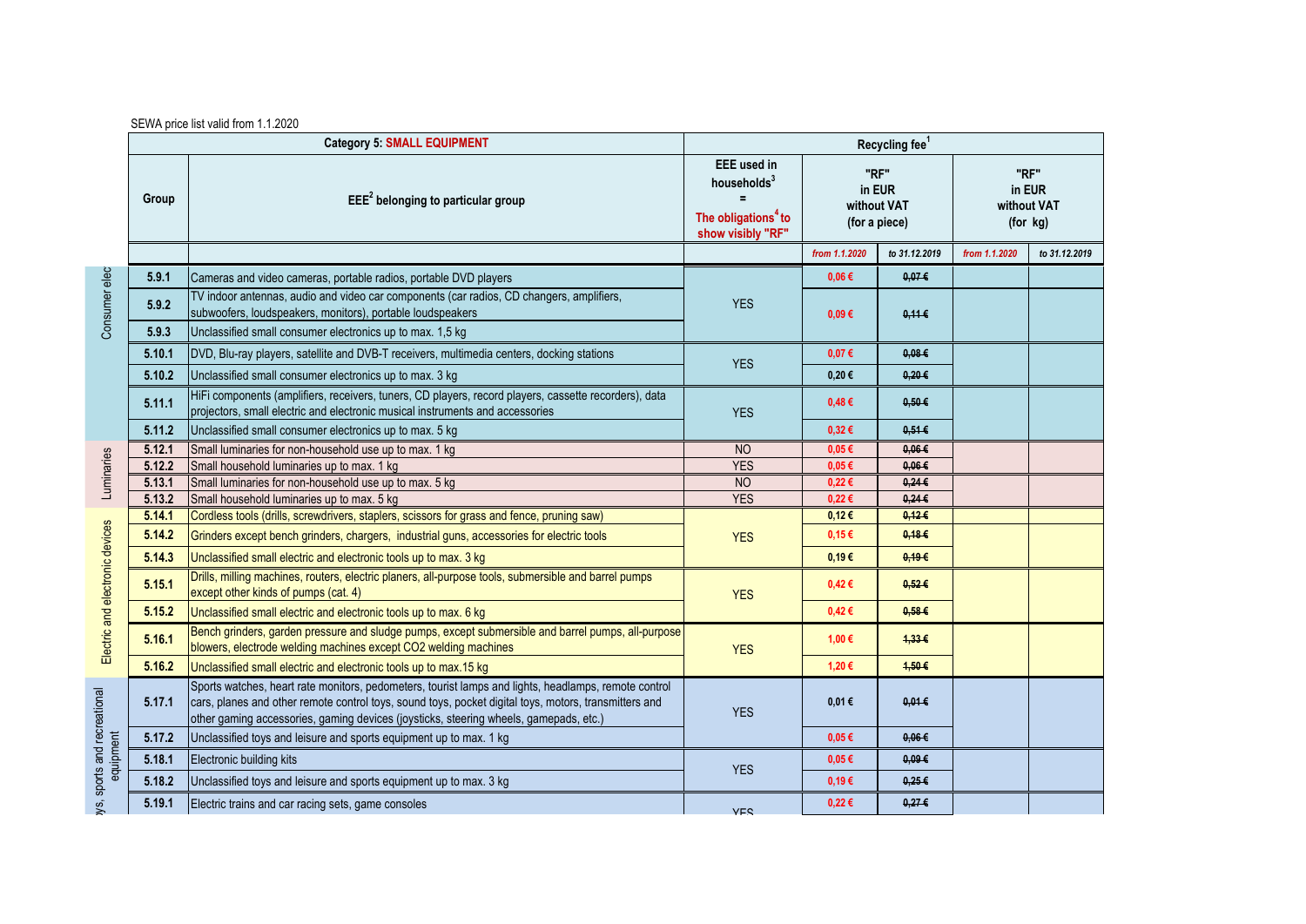SEWA price list valid from 1.1.2020

| | Category 5: SMALL EQUIPMENT | | Recycling fee[1] | | | | |
|---|---|---|---|---|---|---|---|
| | Group | EEE[2] belonging to particular group | EEE used in households[3] = The obligations[4] to show visibly "RF" | "RF" in EUR without VAT (for a piece) | | "RF" in EUR without VAT (for kg) | |
| | | | | from 1.1.2020 | to 31.12.2019 | from 1.1.2020 | to 31.12.2019 |
| Consumer elec | 5.9.1 | Cameras and video cameras, portable radios, portable DVD players | YES | 0,06 € | ~~0,07 €~~ | | |
| | 5.9.2 | TV indoor antennas, audio and video car components (car radios, CD changers, amplifiers, subwoofers, loudspeakers, monitors), portable loudspeakers | | 0,09 € | ~~0,11 €~~ | | |
| | 5.9.3 | Unclassified small consumer electronics up to max. 1,5 kg | | | | | |
| | 5.10.1 | DVD, Blu-ray players, satellite and DVB-T receivers, multimedia centers, docking stations | YES | 0,07 € | ~~0,08 €~~ | | |
| | 5.10.2 | Unclassified small consumer electronics up to max. 3 kg | | 0,20 € | ~~0,20 €~~ | | |
| | 5.11.1 | HiFi components (amplifiers, receivers, tuners, CD players, record players, cassette recorders), data projectors, small electric and electronic musical instruments and accessories | YES | 0,48 € | ~~0,50 €~~ | | |
| | 5.11.2 | Unclassified small consumer electronics up to max. 5 kg | | 0,32 € | ~~0,51 €~~ | | |
| Luminaries | 5.12.1 | Small luminaries for non-household use up to max. 1 kg | NO | 0,05 € | ~~0,06 €~~ | | |
| | 5.12.2 | Small household luminaries up to max. 1 kg | YES | 0,05 € | ~~0,06 €~~ | | |
| | 5.13.1 | Small luminaries for non-household use up to max. 5 kg | NO | 0,22 € | ~~0,24 €~~ | | |
| | 5.13.2 | Small household luminaries up to max. 5 kg | YES | 0,22 € | ~~0,24 €~~ | | |
| Electric and electronic devices | 5.14.1 | Cordless tools (drills, screwdrivers, staplers, scissors for grass and fence, pruning saw) | YES | 0,12 € | ~~0,12 €~~ | | |
| | 5.14.2 | Grinders except bench grinders, chargers, industrial guns, accessories for electric tools | | 0,15 € | ~~0,18 €~~ | | |
| | 5.14.3 | Unclassified small electric and electronic tools up to max. 3 kg | | 0,19 € | ~~0,19 €~~ | | |
| | 5.15.1 | Drills, milling machines, routers, electric planers, all-purpose tools, submersible and barrel pumps except other kinds of pumps (cat. 4) | YES | 0,42 € | ~~0,52 €~~ | | |
| | 5.15.2 | Unclassified small electric and electronic tools up to max. 6 kg | | 0,42 € | ~~0,58 €~~ | | |
| | 5.16.1 | Bench grinders, garden pressure and sludge pumps, except submersible and barrel pumps, all-purpose blowers, electrode welding machines except CO2 welding machines | YES | 1,00 € | ~~1,33 €~~ | | |
| | 5.16.2 | Unclassified small electric and electronic tools up to max.15 kg | | 1,20 € | ~~1,50 €~~ | | |
| Toys, sports and recreational equipment | 5.17.1 | Sports watches, heart rate monitors, pedometers, tourist lamps and lights, headlamps, remote control cars, planes and other remote control toys, sound toys, pocket digital toys, motors, transmitters and other gaming accessories, gaming devices (joysticks, steering wheels, gamepads, etc.) | YES | 0,01 € | ~~0,01 €~~ | | |
| | 5.17.2 | Unclassified toys and leisure and sports equipment up to max. 1 kg | | 0,05 € | ~~0,06 €~~ | | |
| | 5.18.1 | Electronic building kits | YES | 0,05 € | ~~0,09 €~~ | | |
| | 5.18.2 | Unclassified toys and leisure and sports equipment up to max. 3 kg | | 0,19 € | ~~0,25 €~~ | | |
| | 5.19.1 | Electric trains and car racing sets, game consoles | YES | 0,22 € | ~~0,27 €~~ | | |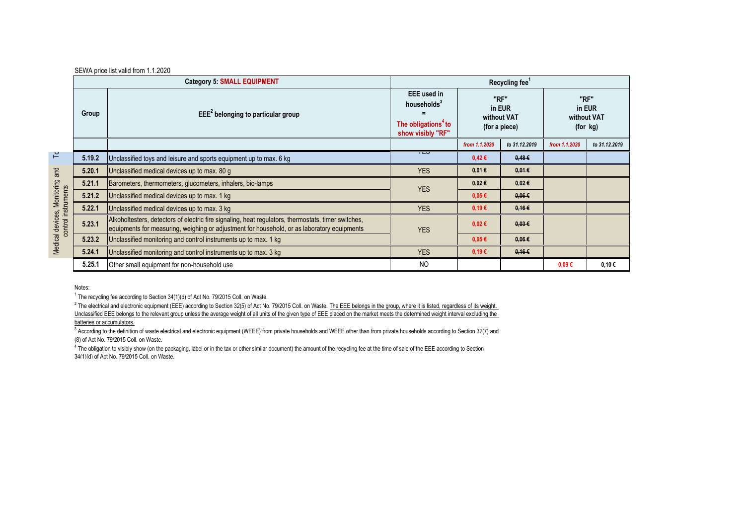SEWA price list valid from 1.1.2020

| Category 5: SMALL EQUIPMENT | | EEE used in households[3] = The obligations[4] to show visibly "RF" | Recycling fee[1] | | | |
|---|---|---|---|---|---|---|
| Group | EEE[2] belonging to particular group | | "RF" in EUR without VAT (for a piece) | | "RF" in EUR without VAT (for kg) | |
| | | | *from 1.1.2020* | *to 31.12.2019* | *from 1.1.2020* | *to 31.12.2019* |
| 5.19.2 | Unclassified toys and leisure and sports equipment up to max. 6 kg | YES | 0,42 € | ~~0,48 €~~ | | |
| 5.20.1 | Unclassified medical devices up to max. 80 g | YES | 0,01 € | ~~0,01 €~~ | | |
| 5.21.1 | Barometers, thermometers, glucometers, inhalers, bio-lamps | YES | 0,02 € | ~~0,02 €~~ | | |
| 5.21.2 | Unclassified medical devices up to max. 1 kg | | 0,05 € | ~~0,06 €~~ | | |
| 5.22.1 | Unclassified medical devices up to max. 3 kg | YES | 0,19 € | ~~0,16 €~~ | | |
| 5.23.1 | Alkoholtesters, detectors of electric fire signaling, heat regulators, thermostats, timer switches, equipments for measuring, weighing or adjustment for household, or as laboratory equipments | YES | 0,02 € | ~~0,03 €~~ | | |
| 5.23.2 | Unclassified monitoring and control instruments up to max. 1 kg | | 0,05 € | ~~0,06 €~~ | | |
| 5.24.1 | Unclassified monitoring and control instruments up to max. 3 kg | YES | 0,19 € | ~~0,16 €~~ | | |
| 5.25.1 | Other small equipment for non-household use | NO | | | 0,09 € | ~~0,10 €~~ |

Medical devices, Monitoring and control instruments

Notes:

[1] The recycling fee according to Section 34(1)(d) of Act No. 79/2015 Coll. on Waste.

[2] The electrical and electronic equipment (EEE) according to Section 32(5) of Act No. 79/2015 Coll. on Waste. The EEE belongs in the group, where it is listed, regardless of its weight. Unclassified EEE belongs to the relevant group unless the average weight of all units of the given type of EEE placed on the market meets the determined weight interval excluding the batteries or accumulators.

[3] According to the definition of waste electrical and electronic equipment (WEEE) from private households and WEEE other than from private households according to Section 32(7) and (8) of Act No. 79/2015 Coll. on Waste.

[4] The obligation to visibly show (on the packaging, label or in the tax or other similar document) the amount of the recycling fee at the time of sale of the EEE according to Section 34(1)(d) of Act No. 79/2015 Coll. on Waste.